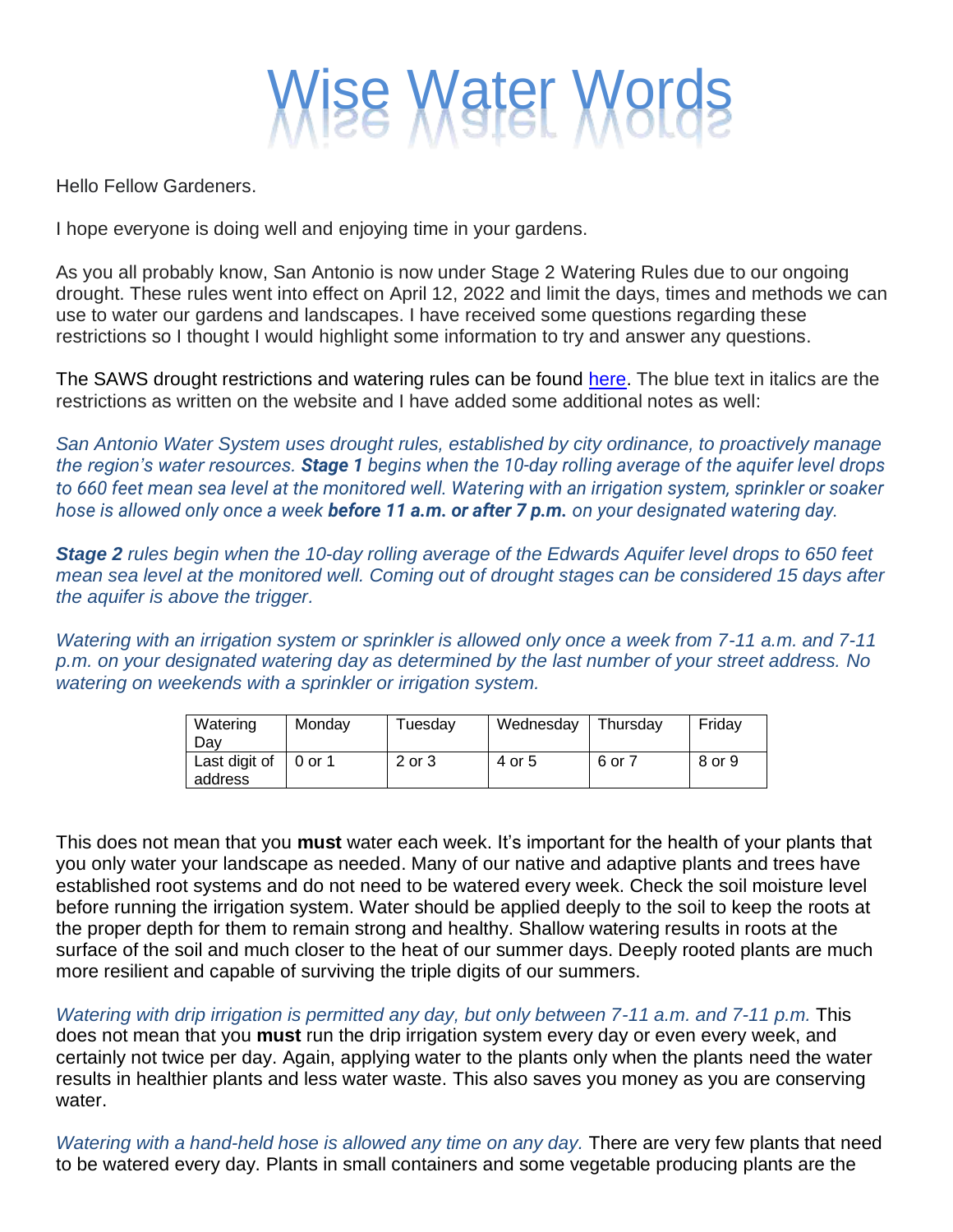# Wise Water Words

Hello Fellow Gardeners.

I hope everyone is doing well and enjoying time in your gardens.

As you all probably know, San Antonio is now under Stage 2 Watering Rules due to our ongoing drought. These rules went into effect on April 12, 2022 and limit the days, times and methods we can use to water our gardens and landscapes. I have received some questions regarding these restrictions so I thought I would highlight some information to try and answer any questions.

The SAWS drought restrictions and watering rules can be found [here](). The blue text in italics are the restrictions as written on the website and I have added some additional notes as well:

*San Antonio Water System uses drought rules, established by city ordinance, to proactively manage the region's water resources.* ***Stage 1*** *begins when the 10-day rolling average of the aquifer level drops to 660 feet mean sea level at the monitored well. Watering with an irrigation system, sprinkler or soaker hose is allowed only once a week* ***before 11 a.m. or after 7 p.m.*** *on your designated watering day.*

***Stage 2*** *rules begin when the 10-day rolling average of the Edwards Aquifer level drops to 650 feet mean sea level at the monitored well. Coming out of drought stages can be considered 15 days after the aquifer is above the trigger.*

*Watering with an irrigation system or sprinkler is allowed only once a week from 7-11 a.m. and 7-11 p.m. on your designated watering day as determined by the last number of your street address. No watering on weekends with a sprinkler or irrigation system.*

| Watering Day | Monday | Tuesday | Wednesday | Thursday | Friday |
|---|---|---|---|---|---|
| Last digit of address | 0 or 1 | 2 or 3 | 4 or 5 | 6 or 7 | 8 or 9 |

This does not mean that you **must** water each week. It's important for the health of your plants that you only water your landscape as needed. Many of our native and adaptive plants and trees have established root systems and do not need to be watered every week. Check the soil moisture level before running the irrigation system. Water should be applied deeply to the soil to keep the roots at the proper depth for them to remain strong and healthy. Shallow watering results in roots at the surface of the soil and much closer to the heat of our summer days. Deeply rooted plants are much more resilient and capable of surviving the triple digits of our summers.

*Watering with drip irrigation is permitted any day, but only between 7-11 a.m. and 7-11 p.m.* This does not mean that you **must** run the drip irrigation system every day or even every week, and certainly not twice per day. Again, applying water to the plants only when the plants need the water results in healthier plants and less water waste. This also saves you money as you are conserving water.

*Watering with a hand-held hose is allowed any time on any day.* There are very few plants that need to be watered every day. Plants in small containers and some vegetable producing plants are the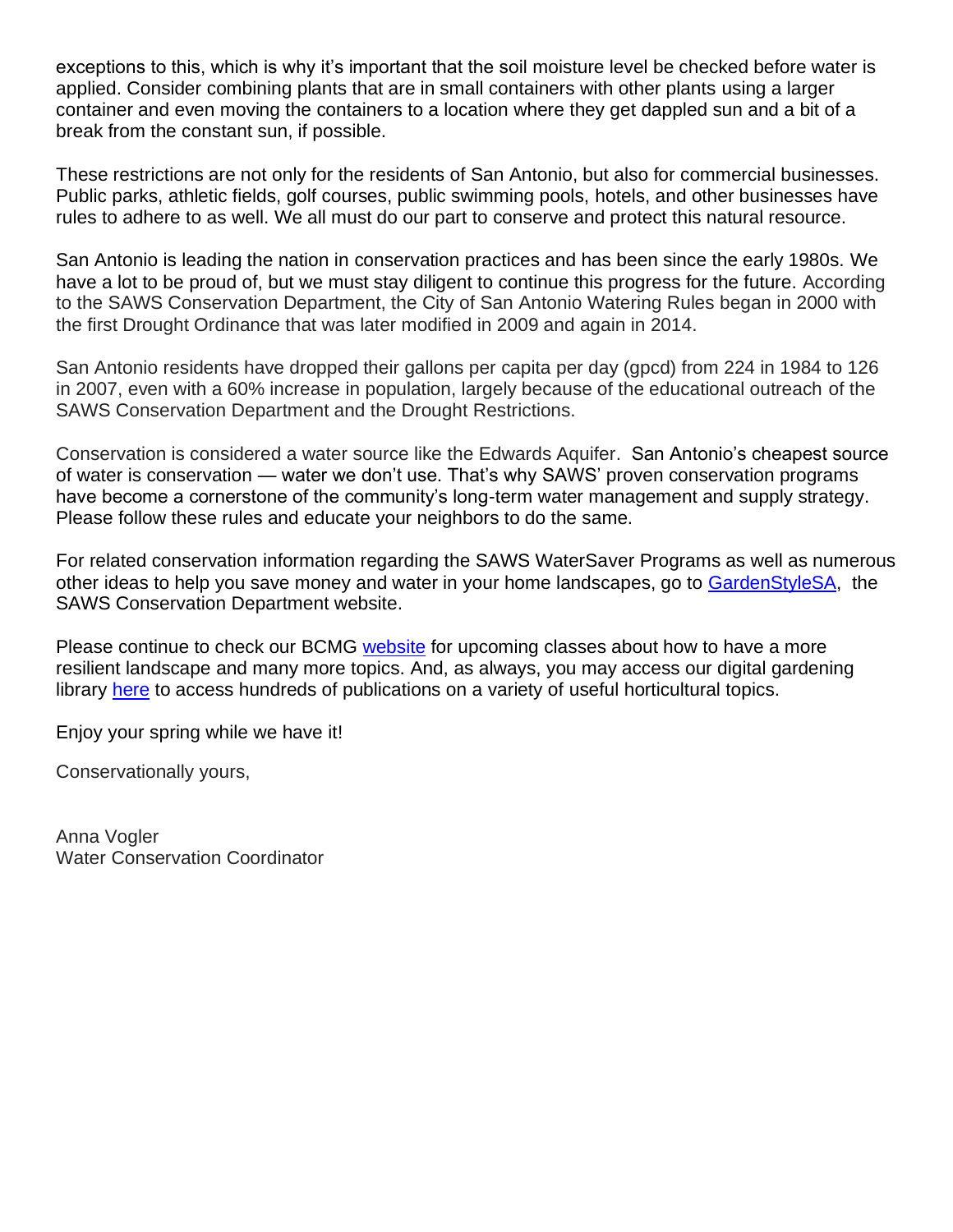exceptions to this, which is why it's important that the soil moisture level be checked before water is applied. Consider combining plants that are in small containers with other plants using a larger container and even moving the containers to a location where they get dappled sun and a bit of a break from the constant sun, if possible.

These restrictions are not only for the residents of San Antonio, but also for commercial businesses. Public parks, athletic fields, golf courses, public swimming pools, hotels, and other businesses have rules to adhere to as well. We all must do our part to conserve and protect this natural resource.

San Antonio is leading the nation in conservation practices and has been since the early 1980s. We have a lot to be proud of, but we must stay diligent to continue this progress for the future. According to the SAWS Conservation Department, the City of San Antonio Watering Rules began in 2000 with the first Drought Ordinance that was later modified in 2009 and again in 2014.

San Antonio residents have dropped their gallons per capita per day (gpcd) from 224 in 1984 to 126 in 2007, even with a 60% increase in population, largely because of the educational outreach of the SAWS Conservation Department and the Drought Restrictions.

Conservation is considered a water source like the Edwards Aquifer. San Antonio's cheapest source of water is conservation — water we don't use. That's why SAWS' proven conservation programs have become a cornerstone of the community's long-term water management and supply strategy. Please follow these rules and educate your neighbors to do the same.

For related conservation information regarding the SAWS WaterSaver Programs as well as numerous other ideas to help you save money and water in your home landscapes, go to GardenStyleSA, the SAWS Conservation Department website.

Please continue to check our BCMG website for upcoming classes about how to have a more resilient landscape and many more topics. And, as always, you may access our digital gardening library here to access hundreds of publications on a variety of useful horticultural topics.

Enjoy your spring while we have it!

Conservationally yours,

Anna Vogler
Water Conservation Coordinator